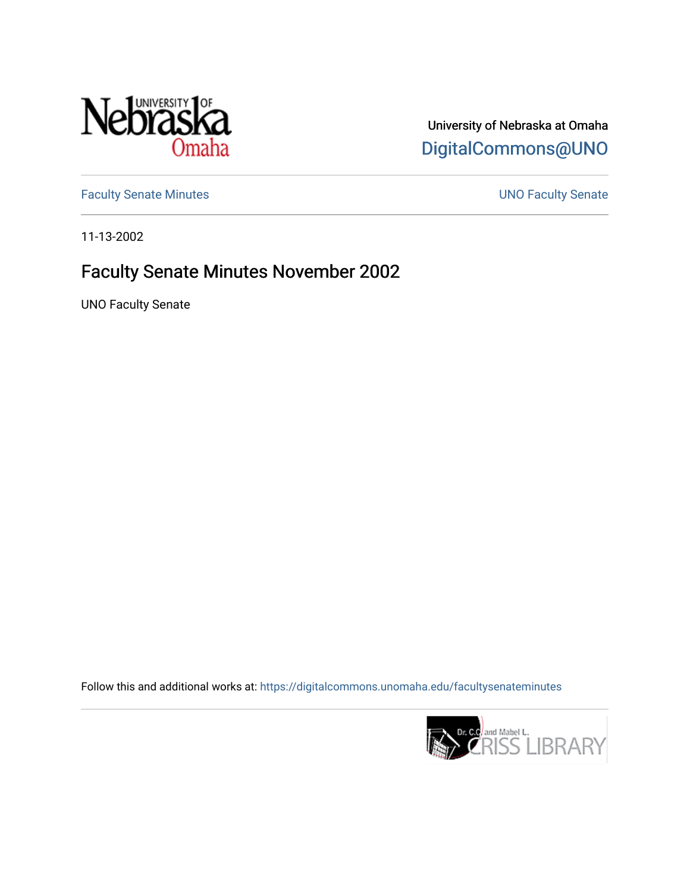University of Nebraska at Omaha

DigitalCommons@UNO

Faculty Senate Minutes

UNO Faculty Senate

11-13-2002

# Faculty Senate Minutes November 2002

UNO Faculty Senate

Follow this and additional works at: https://digitalcommons.unomaha.edu/facultysenateminutes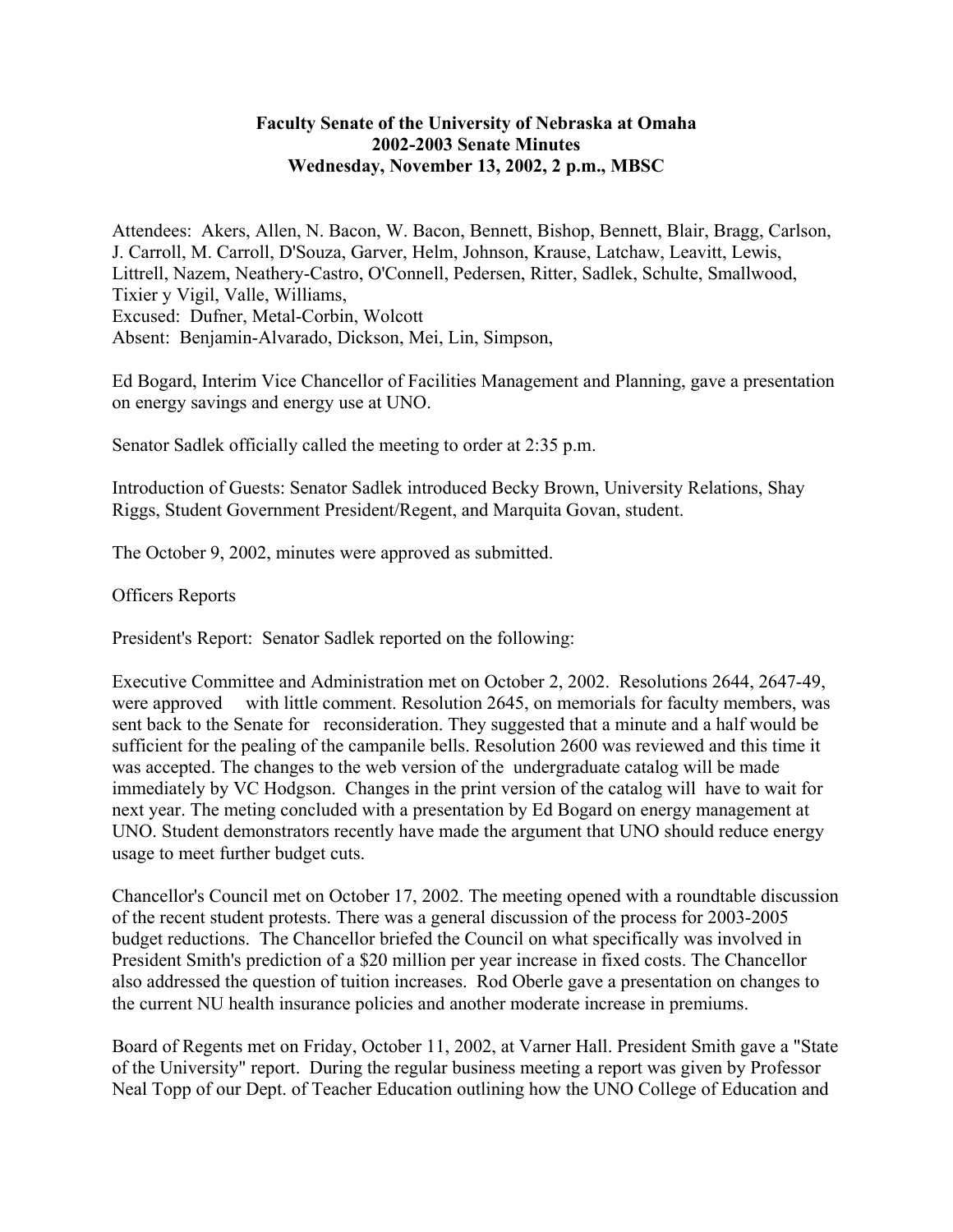**Faculty Senate of the University of Nebraska at Omaha**
**2002-2003 Senate Minutes**
**Wednesday, November 13, 2002, 2 p.m., MBSC**

Attendees: Akers, Allen, N. Bacon, W. Bacon, Bennett, Bishop, Bennett, Blair, Bragg, Carlson, J. Carroll, M. Carroll, D'Souza, Garver, Helm, Johnson, Krause, Latchaw, Leavitt, Lewis, Littrell, Nazem, Neathery-Castro, O'Connell, Pedersen, Ritter, Sadlek, Schulte, Smallwood, Tixier y Vigil, Valle, Williams,
Excused: Dufner, Metal-Corbin, Wolcott
Absent: Benjamin-Alvarado, Dickson, Mei, Lin, Simpson,

Ed Bogard, Interim Vice Chancellor of Facilities Management and Planning, gave a presentation on energy savings and energy use at UNO.

Senator Sadlek officially called the meeting to order at 2:35 p.m.

Introduction of Guests: Senator Sadlek introduced Becky Brown, University Relations, Shay Riggs, Student Government President/Regent, and Marquita Govan, student.

The October 9, 2002, minutes were approved as submitted.

Officers Reports

President's Report: Senator Sadlek reported on the following:

Executive Committee and Administration met on October 2, 2002. Resolutions 2644, 2647-49, were approved with little comment. Resolution 2645, on memorials for faculty members, was sent back to the Senate for reconsideration. They suggested that a minute and a half would be sufficient for the pealing of the campanile bells. Resolution 2600 was reviewed and this time it was accepted. The changes to the web version of the undergraduate catalog will be made immediately by VC Hodgson. Changes in the print version of the catalog will have to wait for next year. The meting concluded with a presentation by Ed Bogard on energy management at UNO. Student demonstrators recently have made the argument that UNO should reduce energy usage to meet further budget cuts.

Chancellor's Council met on October 17, 2002. The meeting opened with a roundtable discussion of the recent student protests. There was a general discussion of the process for 2003-2005 budget reductions. The Chancellor briefed the Council on what specifically was involved in President Smith's prediction of a $20 million per year increase in fixed costs. The Chancellor also addressed the question of tuition increases. Rod Oberle gave a presentation on changes to the current NU health insurance policies and another moderate increase in premiums.

Board of Regents met on Friday, October 11, 2002, at Varner Hall. President Smith gave a "State of the University" report. During the regular business meeting a report was given by Professor Neal Topp of our Dept. of Teacher Education outlining how the UNO College of Education and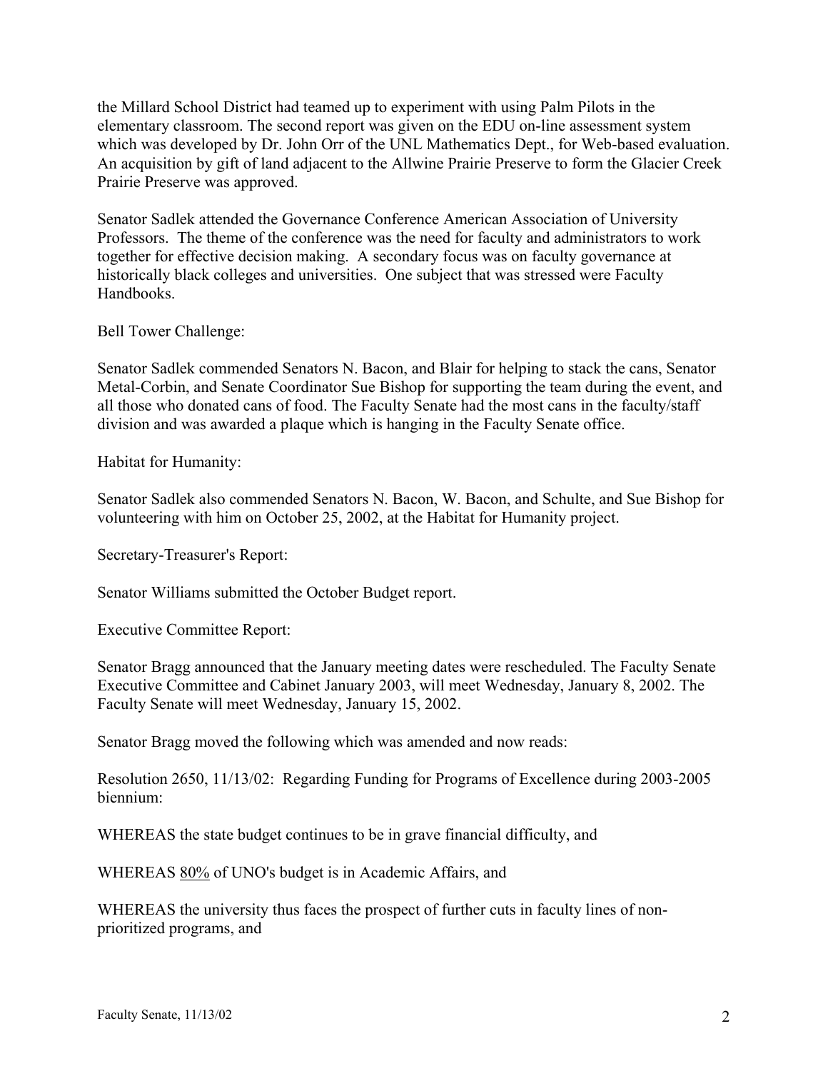the Millard School District had teamed up to experiment with using Palm Pilots in the elementary classroom. The second report was given on the EDU on-line assessment system which was developed by Dr. John Orr of the UNL Mathematics Dept., for Web-based evaluation. An acquisition by gift of land adjacent to the Allwine Prairie Preserve to form the Glacier Creek Prairie Preserve was approved.

Senator Sadlek attended the Governance Conference American Association of University Professors. The theme of the conference was the need for faculty and administrators to work together for effective decision making. A secondary focus was on faculty governance at historically black colleges and universities. One subject that was stressed were Faculty Handbooks.

Bell Tower Challenge:

Senator Sadlek commended Senators N. Bacon, and Blair for helping to stack the cans, Senator Metal-Corbin, and Senate Coordinator Sue Bishop for supporting the team during the event, and all those who donated cans of food. The Faculty Senate had the most cans in the faculty/staff division and was awarded a plaque which is hanging in the Faculty Senate office.

Habitat for Humanity:

Senator Sadlek also commended Senators N. Bacon, W. Bacon, and Schulte, and Sue Bishop for volunteering with him on October 25, 2002, at the Habitat for Humanity project.

Secretary-Treasurer's Report:

Senator Williams submitted the October Budget report.

Executive Committee Report:

Senator Bragg announced that the January meeting dates were rescheduled. The Faculty Senate Executive Committee and Cabinet January 2003, will meet Wednesday, January 8, 2002. The Faculty Senate will meet Wednesday, January 15, 2002.

Senator Bragg moved the following which was amended and now reads:

Resolution 2650, 11/13/02: Regarding Funding for Programs of Excellence during 2003-2005 biennium:

WHEREAS the state budget continues to be in grave financial difficulty, and

WHEREAS 80% of UNO's budget is in Academic Affairs, and

WHEREAS the university thus faces the prospect of further cuts in faculty lines of non-prioritized programs, and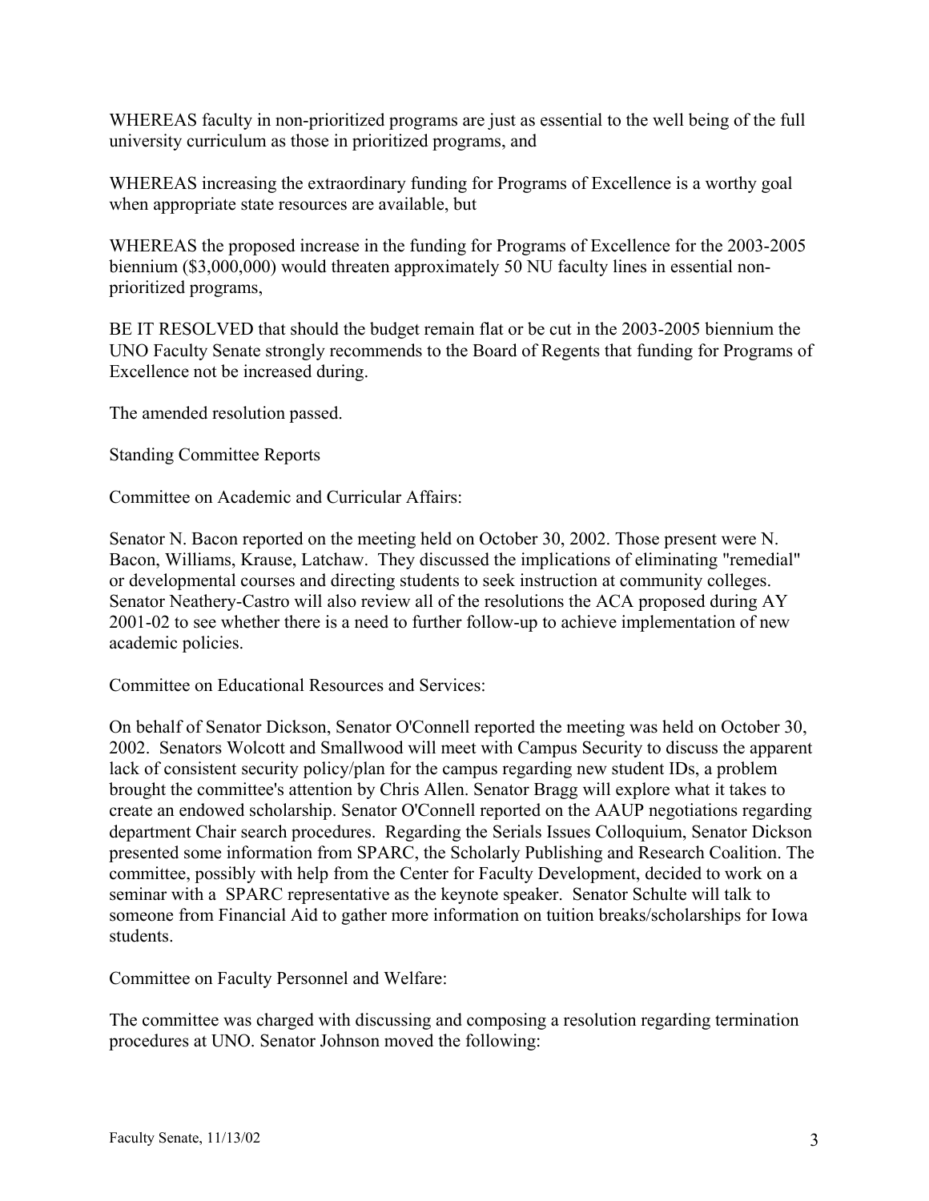WHEREAS faculty in non-prioritized programs are just as essential to the well being of the full university curriculum as those in prioritized programs, and

WHEREAS increasing the extraordinary funding for Programs of Excellence is a worthy goal when appropriate state resources are available, but

WHEREAS the proposed increase in the funding for Programs of Excellence for the 2003-2005 biennium ($3,000,000) would threaten approximately 50 NU faculty lines in essential non-prioritized programs,

BE IT RESOLVED that should the budget remain flat or be cut in the 2003-2005 biennium the UNO Faculty Senate strongly recommends to the Board of Regents that funding for Programs of Excellence not be increased during.

The amended resolution passed.

Standing Committee Reports

Committee on Academic and Curricular Affairs:

Senator N. Bacon reported on the meeting held on October 30, 2002. Those present were N. Bacon, Williams, Krause, Latchaw. They discussed the implications of eliminating "remedial" or developmental courses and directing students to seek instruction at community colleges. Senator Neathery-Castro will also review all of the resolutions the ACA proposed during AY 2001-02 to see whether there is a need to further follow-up to achieve implementation of new academic policies.

Committee on Educational Resources and Services:

On behalf of Senator Dickson, Senator O'Connell reported the meeting was held on October 30, 2002. Senators Wolcott and Smallwood will meet with Campus Security to discuss the apparent lack of consistent security policy/plan for the campus regarding new student IDs, a problem brought the committee's attention by Chris Allen. Senator Bragg will explore what it takes to create an endowed scholarship. Senator O'Connell reported on the AAUP negotiations regarding department Chair search procedures. Regarding the Serials Issues Colloquium, Senator Dickson presented some information from SPARC, the Scholarly Publishing and Research Coalition. The committee, possibly with help from the Center for Faculty Development, decided to work on a seminar with a SPARC representative as the keynote speaker. Senator Schulte will talk to someone from Financial Aid to gather more information on tuition breaks/scholarships for Iowa students.

Committee on Faculty Personnel and Welfare:

The committee was charged with discussing and composing a resolution regarding termination procedures at UNO. Senator Johnson moved the following: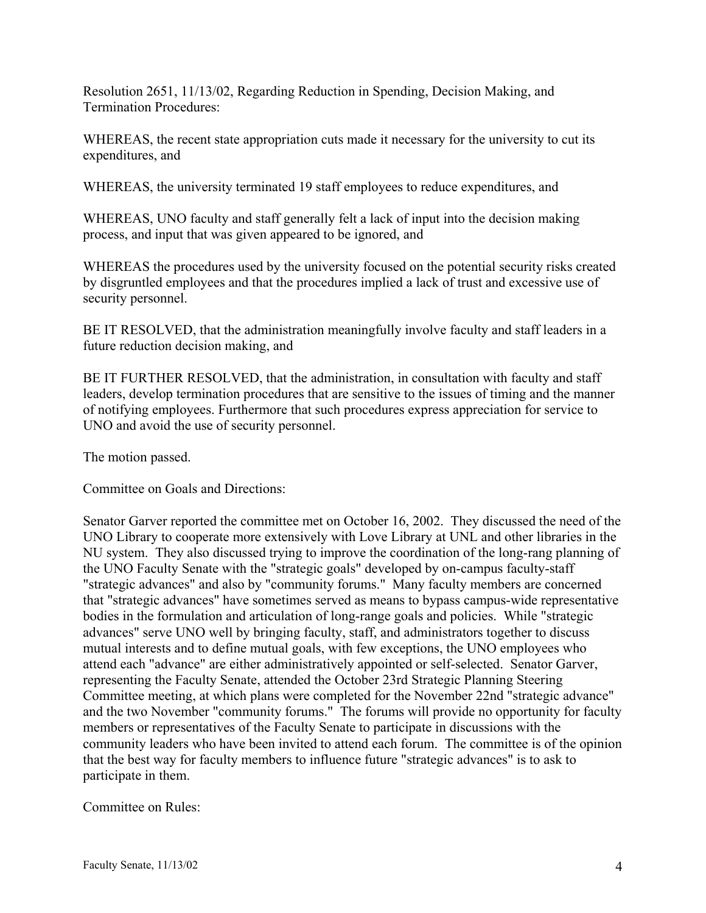Resolution 2651, 11/13/02, Regarding Reduction in Spending, Decision Making, and Termination Procedures:

WHEREAS, the recent state appropriation cuts made it necessary for the university to cut its expenditures, and

WHEREAS, the university terminated 19 staff employees to reduce expenditures, and

WHEREAS, UNO faculty and staff generally felt a lack of input into the decision making process, and input that was given appeared to be ignored, and

WHEREAS the procedures used by the university focused on the potential security risks created by disgruntled employees and that the procedures implied a lack of trust and excessive use of security personnel.

BE IT RESOLVED, that the administration meaningfully involve faculty and staff leaders in a future reduction decision making, and

BE IT FURTHER RESOLVED, that the administration, in consultation with faculty and staff leaders, develop termination procedures that are sensitive to the issues of timing and the manner of notifying employees. Furthermore that such procedures express appreciation for service to UNO and avoid the use of security personnel.

The motion passed.

Committee on Goals and Directions:

Senator Garver reported the committee met on October 16, 2002. They discussed the need of the UNO Library to cooperate more extensively with Love Library at UNL and other libraries in the NU system. They also discussed trying to improve the coordination of the long-rang planning of the UNO Faculty Senate with the "strategic goals" developed by on-campus faculty-staff "strategic advances" and also by "community forums." Many faculty members are concerned that "strategic advances" have sometimes served as means to bypass campus-wide representative bodies in the formulation and articulation of long-range goals and policies. While "strategic advances" serve UNO well by bringing faculty, staff, and administrators together to discuss mutual interests and to define mutual goals, with few exceptions, the UNO employees who attend each "advance" are either administratively appointed or self-selected. Senator Garver, representing the Faculty Senate, attended the October 23rd Strategic Planning Steering Committee meeting, at which plans were completed for the November 22nd "strategic advance" and the two November "community forums." The forums will provide no opportunity for faculty members or representatives of the Faculty Senate to participate in discussions with the community leaders who have been invited to attend each forum. The committee is of the opinion that the best way for faculty members to influence future "strategic advances" is to ask to participate in them.

Committee on Rules: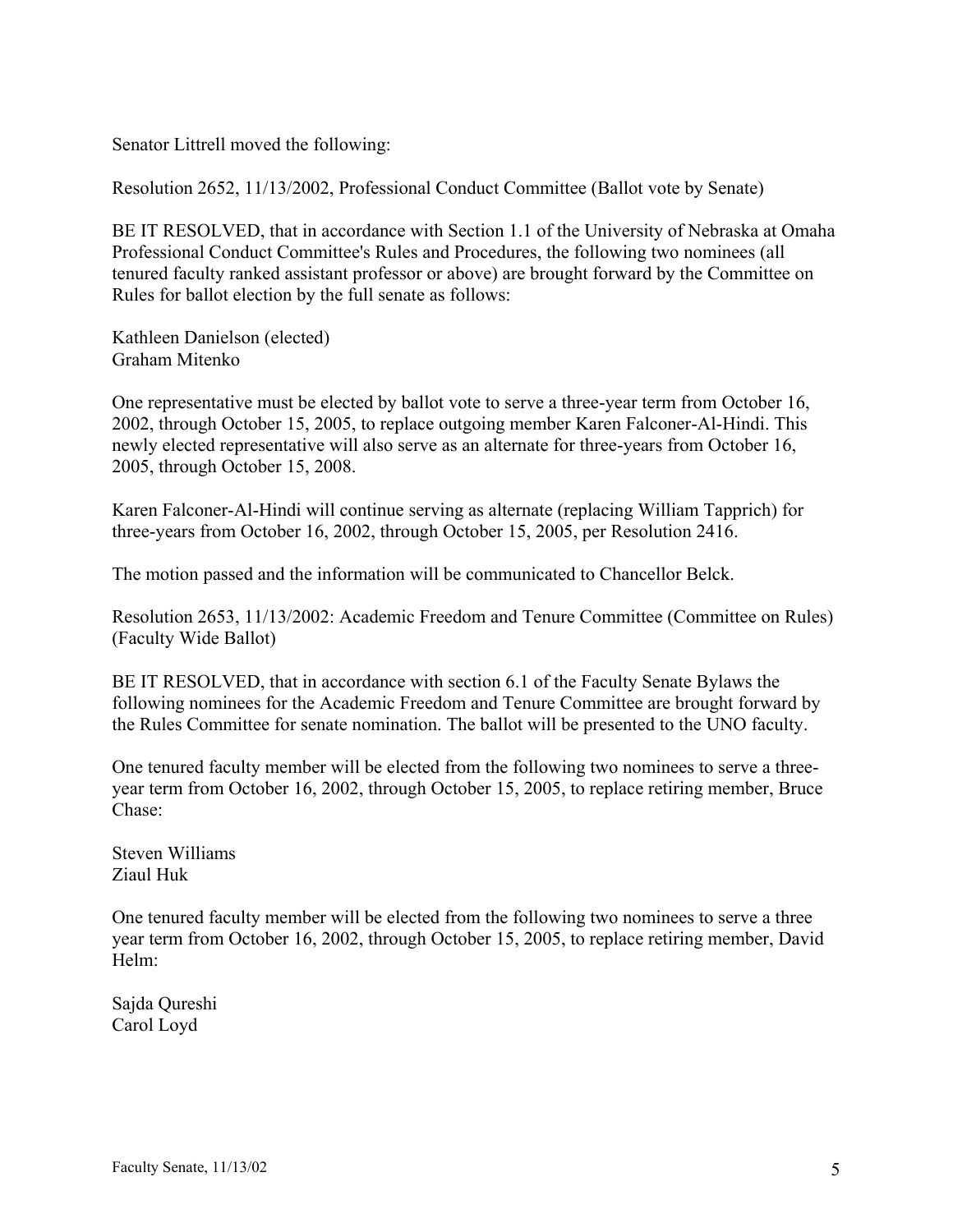Senator Littrell moved the following:

Resolution 2652, 11/13/2002, Professional Conduct Committee (Ballot vote by Senate)

BE IT RESOLVED, that in accordance with Section 1.1 of the University of Nebraska at Omaha Professional Conduct Committee's Rules and Procedures, the following two nominees (all tenured faculty ranked assistant professor or above) are brought forward by the Committee on Rules for ballot election by the full senate as follows:

Kathleen Danielson (elected)
Graham Mitenko

One representative must be elected by ballot vote to serve a three-year term from October 16, 2002, through October 15, 2005, to replace outgoing member Karen Falconer-Al-Hindi. This newly elected representative will also serve as an alternate for three-years from October 16, 2005, through October 15, 2008.

Karen Falconer-Al-Hindi will continue serving as alternate (replacing William Tapprich) for three-years from October 16, 2002, through October 15, 2005, per Resolution 2416.

The motion passed and the information will be communicated to Chancellor Belck.

Resolution 2653, 11/13/2002: Academic Freedom and Tenure Committee (Committee on Rules) (Faculty Wide Ballot)

BE IT RESOLVED, that in accordance with section 6.1 of the Faculty Senate Bylaws the following nominees for the Academic Freedom and Tenure Committee are brought forward by the Rules Committee for senate nomination. The ballot will be presented to the UNO faculty.

One tenured faculty member will be elected from the following two nominees to serve a three-year term from October 16, 2002, through October 15, 2005, to replace retiring member, Bruce Chase:

Steven Williams
Ziaul Huk

One tenured faculty member will be elected from the following two nominees to serve a three year term from October 16, 2002, through October 15, 2005, to replace retiring member, David Helm:

Sajda Qureshi
Carol Loyd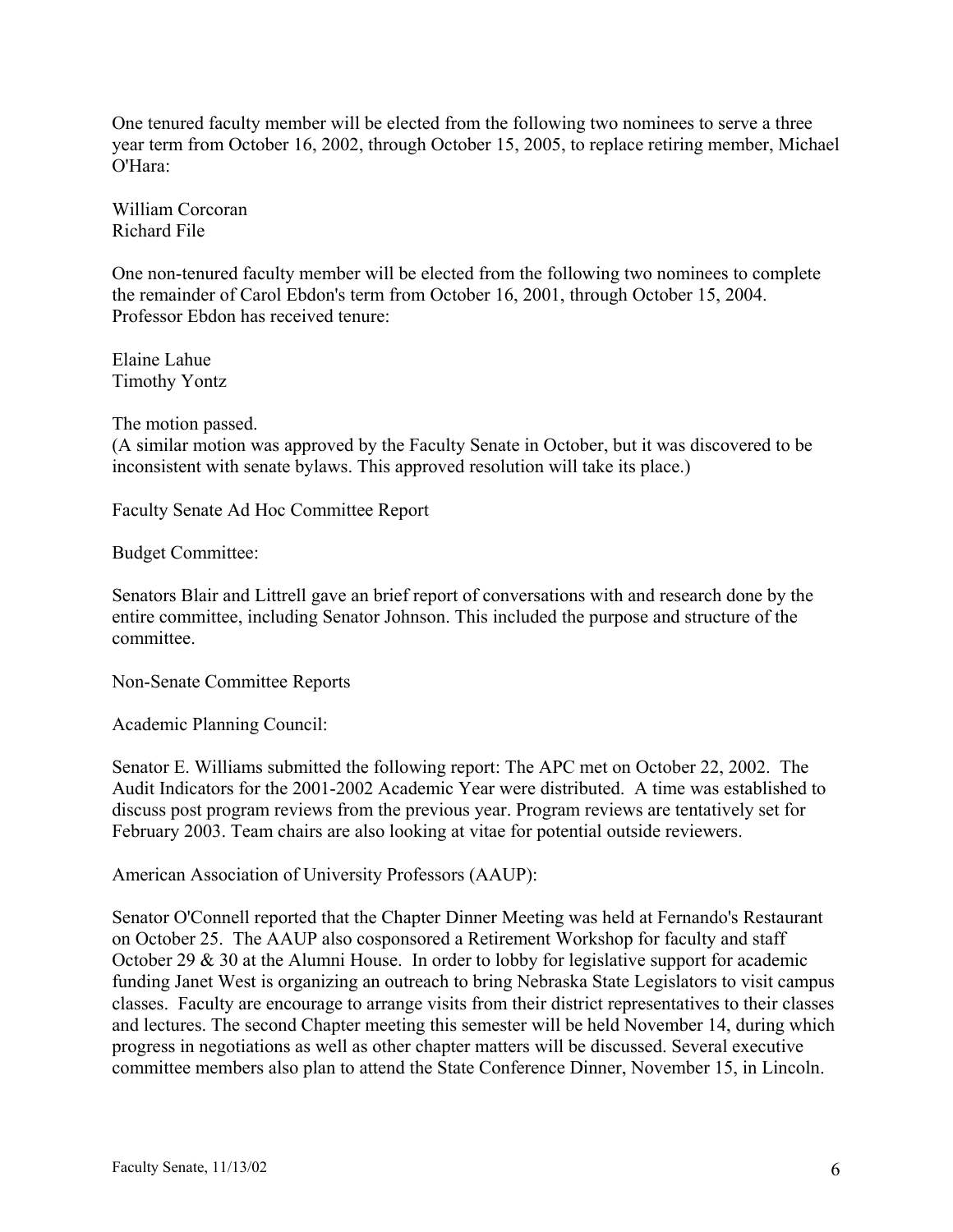One tenured faculty member will be elected from the following two nominees to serve a three year term from October 16, 2002, through October 15, 2005, to replace retiring member, Michael O'Hara:

William Corcoran
Richard File

One non-tenured faculty member will be elected from the following two nominees to complete the remainder of Carol Ebdon's term from October 16, 2001, through October 15, 2004. Professor Ebdon has received tenure:

Elaine Lahue
Timothy Yontz

The motion passed.
(A similar motion was approved by the Faculty Senate in October, but it was discovered to be inconsistent with senate bylaws. This approved resolution will take its place.)

Faculty Senate Ad Hoc Committee Report

Budget Committee:

Senators Blair and Littrell gave an brief report of conversations with and research done by the entire committee, including Senator Johnson. This included the purpose and structure of the committee.

Non-Senate Committee Reports

Academic Planning Council:

Senator E. Williams submitted the following report: The APC met on October 22, 2002. The Audit Indicators for the 2001-2002 Academic Year were distributed. A time was established to discuss post program reviews from the previous year. Program reviews are tentatively set for February 2003. Team chairs are also looking at vitae for potential outside reviewers.

American Association of University Professors (AAUP):

Senator O'Connell reported that the Chapter Dinner Meeting was held at Fernando's Restaurant on October 25. The AAUP also cosponsored a Retirement Workshop for faculty and staff October 29 & 30 at the Alumni House. In order to lobby for legislative support for academic funding Janet West is organizing an outreach to bring Nebraska State Legislators to visit campus classes. Faculty are encourage to arrange visits from their district representatives to their classes and lectures. The second Chapter meeting this semester will be held November 14, during which progress in negotiations as well as other chapter matters will be discussed. Several executive committee members also plan to attend the State Conference Dinner, November 15, in Lincoln.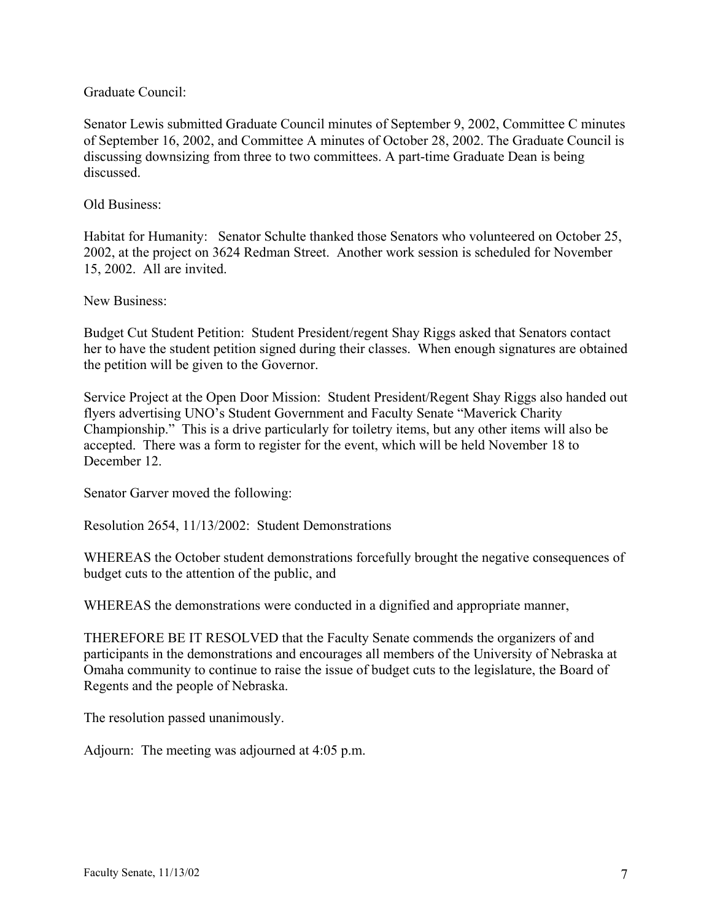Graduate Council:

Senator Lewis submitted Graduate Council minutes of September 9, 2002, Committee C minutes of September 16, 2002, and Committee A minutes of October 28, 2002. The Graduate Council is discussing downsizing from three to two committees. A part-time Graduate Dean is being discussed.

Old Business:

Habitat for Humanity: Senator Schulte thanked those Senators who volunteered on October 25, 2002, at the project on 3624 Redman Street. Another work session is scheduled for November 15, 2002. All are invited.

New Business:

Budget Cut Student Petition: Student President/regent Shay Riggs asked that Senators contact her to have the student petition signed during their classes. When enough signatures are obtained the petition will be given to the Governor.

Service Project at the Open Door Mission: Student President/Regent Shay Riggs also handed out flyers advertising UNO's Student Government and Faculty Senate "Maverick Charity Championship." This is a drive particularly for toiletry items, but any other items will also be accepted. There was a form to register for the event, which will be held November 18 to December 12.

Senator Garver moved the following:

Resolution 2654, 11/13/2002: Student Demonstrations

WHEREAS the October student demonstrations forcefully brought the negative consequences of budget cuts to the attention of the public, and

WHEREAS the demonstrations were conducted in a dignified and appropriate manner,

THEREFORE BE IT RESOLVED that the Faculty Senate commends the organizers of and participants in the demonstrations and encourages all members of the University of Nebraska at Omaha community to continue to raise the issue of budget cuts to the legislature, the Board of Regents and the people of Nebraska.

The resolution passed unanimously.

Adjourn: The meeting was adjourned at 4:05 p.m.